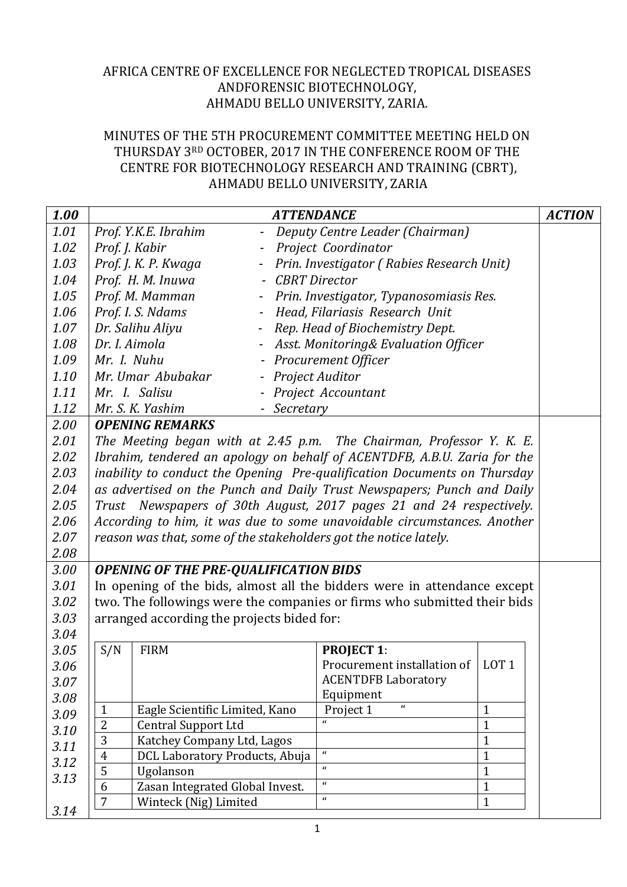AFRICA CENTRE OF EXCELLENCE FOR NEGLECTED TROPICAL DISEASES ANDFORENSIC BIOTECHNOLOGY,
AHMADU BELLO UNIVERSITY, ZARIA.

MINUTES OF THE 5TH PROCUREMENT COMMITTEE MEETING HELD ON THURSDAY 3RD OCTOBER, 2017 IN THE CONFERENCE ROOM OF THE CENTRE FOR BIOTECHNOLOGY RESEARCH AND TRAINING (CBRT), AHMADU BELLO UNIVERSITY, ZARIA

| ***1.00*** | ***ATTENDANCE*** | ***ACTION*** |
|---|---|---|
| *1.01* | *Prof. Y.K.E. Ibrahim - Deputy Centre Leader (Chairman)* | |
| *1.02* | *Prof. J. Kabir - Project Coordinator* | |
| *1.03* | *Prof. J. K. P. Kwaga - Prin. Investigator ( Rabies Research Unit)* | |
| *1.04* | *Prof. H. M. Inuwa - CBRT Director* | |
| *1.05* | *Prof. M. Mamman - Prin. Investigator, Typanosomiasis Res.* | |
| *1.06* | *Prof. I. S. Ndams - Head, Filariasis Research Unit* | |
| *1.07* | *Dr. Salihu Aliyu - Rep. Head of Biochemistry Dept.* | |
| *1.08* | *Dr. I. Aimola - Asst. Monitoring& Evaluation Officer* | |
| *1.09* | *Mr. I. Nuhu - Procurement Officer* | |
| *1.10* | *Mr. Umar Abubakar - Project Auditor* | |
| *1.11* | *Mr. I. Salisu - Project Accountant* | |
| *1.12* | *Mr. S. K. Yashim - Secretary* | |
| *2.00* | ***OPENING REMARKS*** | |
| *2.01–2.08* | *The Meeting began with at 2.45 p.m. The Chairman, Professor Y. K. E. Ibrahim, tendered an apology on behalf of ACENTDFB, A.B.U. Zaria for the inability to conduct the Opening Pre-qualification Documents on Thursday as advertised on the Punch and Daily Trust Newspapers; Punch and Daily Trust Newspapers of 30th August, 2017 pages 21 and 24 respectively. According to him, it was due to some unavoidable circumstances. Another reason was that, some of the stakeholders got the notice lately.* | |
| *3.00* | ***OPENING OF THE PRE-QUALIFICATION BIDS*** | |
| *3.01–3.04* | In opening of the bids, almost all the bidders were in attendance except two. The followings were the companies or firms who submitted their bids arranged according the projects bided for: | |

| S/N | FIRM | **PROJECT 1**: Procurement installation of ACENTDFB Laboratory Equipment | LOT 1 |
|---|---|---|---|
| 1 | Eagle Scientific Limited, Kano | Project 1 " | 1 |
| 2 | Central Support Ltd | " | 1 |
| 3 | Katchey Company Ltd, Lagos | | 1 |
| 4 | DCL Laboratory Products, Abuja | " | 1 |
| 5 | Ugolanson | " | 1 |
| 6 | Zasan Integrated Global Invest. | " | 1 |
| 7 | Winteck (Nig) Limited | " | 1 |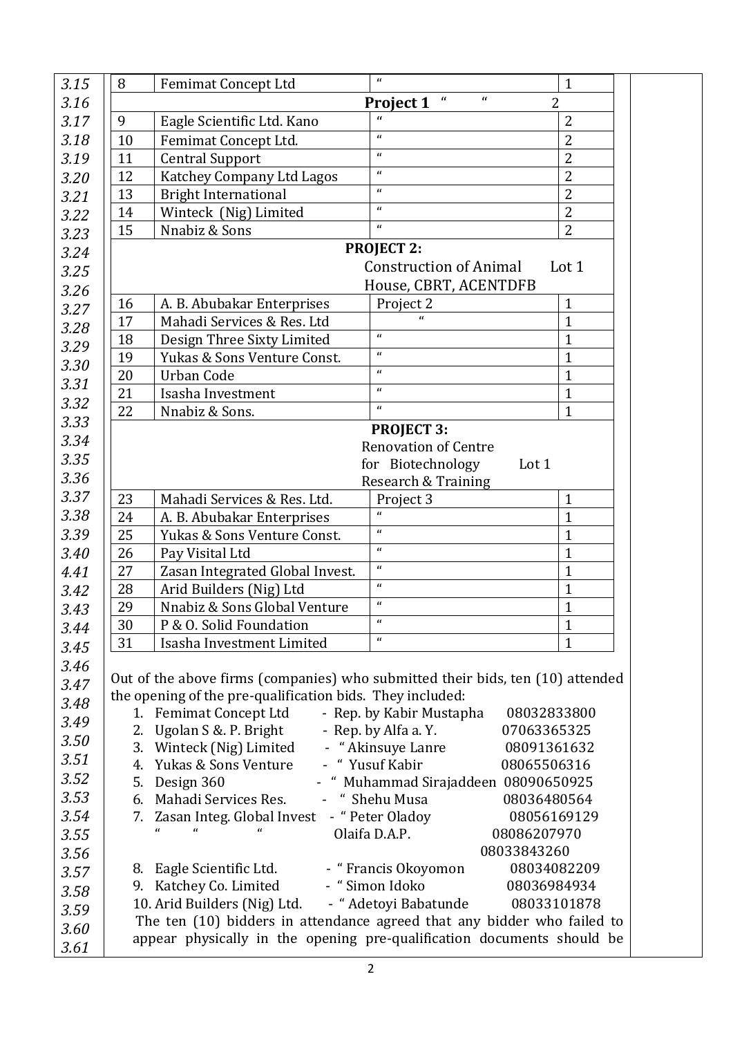| 3.15 | 8 | Femimat Concept Ltd | " | 1 |
|---|---|---|---|---|
| 3.16 | | | **Project 1** " " | 2 |
| 3.17 | 9 | Eagle Scientific Ltd. Kano | " | 2 |
| 3.18 | 10 | Femimat Concept Ltd. | " | 2 |
| 3.19 | 11 | Central Support | " | 2 |
| 3.20 | 12 | Katchey Company Ltd Lagos | " | 2 |
| 3.21 | 13 | Bright International | " | 2 |
| 3.22 | 14 | Winteck (Nig) Limited | " | 2 |
| 3.23 | 15 | Nnabiz & Sons | " | 2 |
| 3.24 | | | **PROJECT 2:** | |
| 3.25 | | | Construction of Animal House, CBRT, ACENTDFB | Lot 1 |
| 3.26 | | | | |
| 3.27 | 16 | A. B. Abubakar Enterprises | Project 2 | 1 |
| 3.28 | 17 | Mahadi Services & Res. Ltd | " | 1 |
| 3.29 | 18 | Design Three Sixty Limited | " | 1 |
| 3.30 | 19 | Yukas & Sons Venture Const. | " | 1 |
| 3.31 | 20 | Urban Code | " | 1 |
| 3.32 | 21 | Isasha Investment | " | 1 |
| 3.33 | 22 | Nnabiz & Sons. | " | 1 |
| 3.34 | | | **PROJECT 3:** | |
| 3.35 | | | Renovation of Centre for Biotechnology Research & Training | Lot 1 |
| 3.36 | | | | |
| 3.37 | 23 | Mahadi Services & Res. Ltd. | Project 3 | 1 |
| 3.38 | 24 | A. B. Abubakar Enterprises | " | 1 |
| 3.39 | 25 | Yukas & Sons Venture Const. | " | 1 |
| 3.40 | 26 | Pay Visital Ltd | " | 1 |
| 4.41 | 27 | Zasan Integrated Global Invest. | " | 1 |
| 3.42 | 28 | Arid Builders (Nig) Ltd | " | 1 |
| 3.43 | 29 | Nnabiz & Sons Global Venture | " | 1 |
| 3.44 | 30 | P & O. Solid Foundation | " | 1 |
| 3.45 | 31 | Isasha Investment Limited | " | 1 |

3.46

3.47 Out of the above firms (companies) who submitted their bids, ten (10) attended
3.48 the opening of the pre-qualification bids. They included:

3.49 1. Femimat Concept Ltd - Rep. by Kabir Mustapha 08032833800
3.50 2. Ugolan S &. P. Bright - Rep. by Alfa a. Y. 07063365325
3.51 3. Winteck (Nig) Limited - " Akinsuye Lanre 08091361632
3.52 4. Yukas & Sons Venture - " Yusuf Kabir 08065506316
3.53 5. Design 360 - " Muhammad Sirajaddeen 08090650925
3.54 6. Mahadi Services Res. - " Shehu Musa 08036480564
3.55 7. Zasan Integ. Global Invest - " Peter Oladoy 08056169129
3.56 " " " Olaifa D.A.P. 08086207970
08033843260
3.57 8. Eagle Scientific Ltd. - " Francis Okoyomon 08034082209
3.58 9. Katchey Co. Limited - " Simon Idoko 08036984934
3.59 10. Arid Builders (Nig) Ltd. - " Adetoyi Babatunde 08033101878

3.60 The ten (10) bidders in attendance agreed that any bidder who failed to
3.61 appear physically in the opening pre-qualification documents should be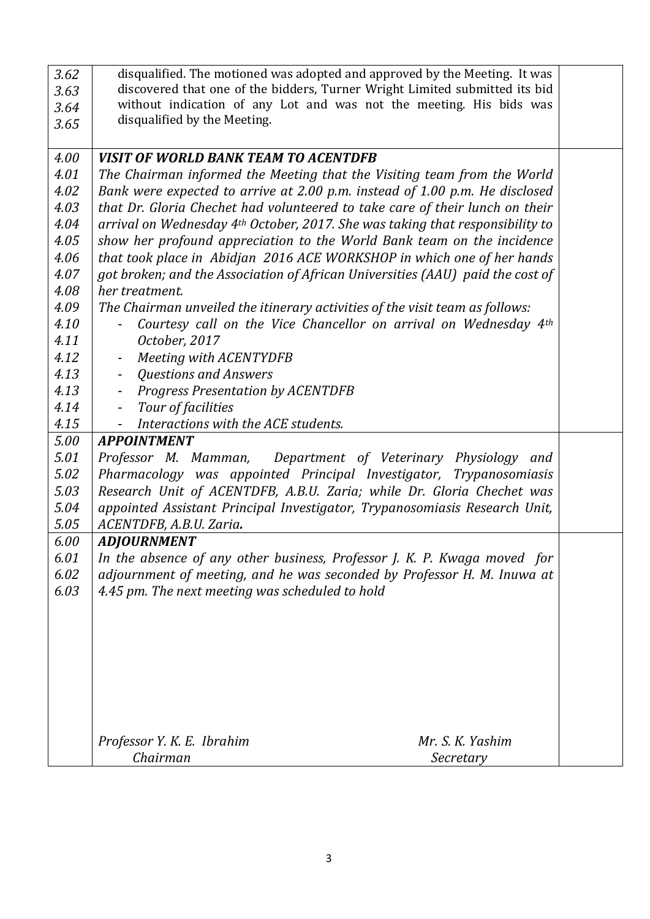| | | |
|---|---|---|
| 3.62<br>3.63<br>3.64<br>3.65 | disqualified. The motioned was adopted and approved by the Meeting. It was discovered that one of the bidders, Turner Wright Limited submitted its bid without indication of any Lot and was not the meeting. His bids was disqualified by the Meeting. | |
| 4.00<br>4.01<br>4.02<br>4.03<br>4.04<br>4.05<br>4.06<br>4.07<br>4.08<br>4.09<br>4.10<br>4.11<br>4.12<br>4.13<br>4.13<br>4.14<br>4.15 | ***VISIT OF WORLD BANK TEAM TO ACENTDFB***<br>*The Chairman informed the Meeting that the Visiting team from the World Bank were expected to arrive at 2.00 p.m. instead of 1.00 p.m. He disclosed that Dr. Gloria Chechet had volunteered to take care of their lunch on their arrival on Wednesday 4th October, 2017. She was taking that responsibility to show her profound appreciation to the World Bank team on the incidence that took place in Abidjan 2016 ACE WORKSHOP in which one of her hands got broken; and the Association of African Universities (AAU) paid the cost of her treatment.*<br>*The Chairman unveiled the itinerary activities of the visit team as follows:*<br>- *Courtesy call on the Vice Chancellor on arrival on Wednesday 4th October, 2017*<br>- *Meeting with ACENTYDFB*<br>- *Questions and Answers*<br>- *Progress Presentation by ACENTDFB*<br>- *Tour of facilities*<br>- *Interactions with the ACE students.* | |
| 5.00<br>5.01<br>5.02<br>5.03<br>5.04<br>5.05 | ***APPOINTMENT***<br>*Professor M. Mamman, Department of Veterinary Physiology and Pharmacology was appointed Principal Investigator, Trypanosomiasis Research Unit of ACENTDFB, A.B.U. Zaria; while Dr. Gloria Chechet was appointed Assistant Principal Investigator, Trypanosomiasis Research Unit, ACENTDFB, A.B.U. Zaria.* | |
| 6.00<br>6.01<br>6.02<br>6.03 | ***ADJOURNMENT***<br>*In the absence of any other business, Professor J. K. P. Kwaga moved for adjournment of meeting, and he was seconded by Professor H. M. Inuwa at 4.45 pm. The next meeting was scheduled to hold*<br><br>*Professor Y. K. E. Ibrahim* — *Chairman*<br>*Mr. S. K. Yashim* — *Secretary* | |